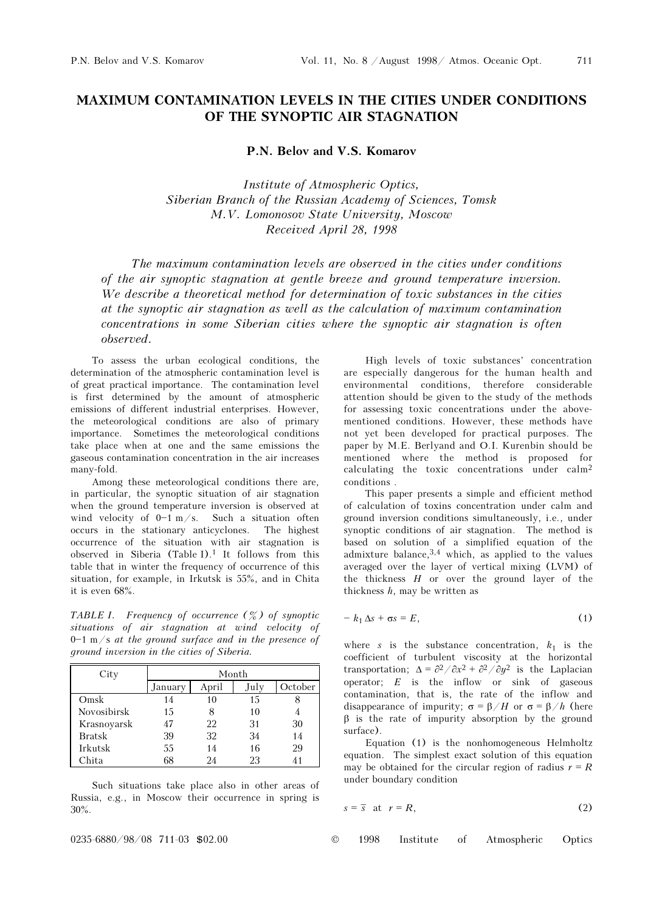# MAXIMUM CONTAMINATION LEVELS IN THE CITIES UNDER CONDITIONS OF THE SYNOPTIC AIR STAGNATION

**P.N. Belov and V.S. Komarov**

*Institute of Atmospheric Optics,*
*Siberian Branch of the Russian Academy of Sciences, Tomsk*
*M.V. Lomonosov State University, Moscow*
*Received April 28, 1998*

*The maximum contamination levels are observed in the cities under conditions of the air synoptic stagnation at gentle breeze and ground temperature inversion. We describe a theoretical method for determination of toxic substances in the cities at the synoptic air stagnation as well as the calculation of maximum contamination concentrations in some Siberian cities where the synoptic air stagnation is often observed.*

To assess the urban ecological conditions, the determination of the atmospheric contamination level is of great practical importance. The contamination level is first determined by the amount of atmospheric emissions of different industrial enterprises. However, the meteorological conditions are also of primary importance. Sometimes the meteorological conditions take place when at one and the same emissions the gaseous contamination concentration in the air increases many-fold.

Among these meteorological conditions there are, in particular, the synoptic situation of air stagnation when the ground temperature inversion is observed at wind velocity of 0–1 m/s. Such a situation often occurs in the stationary anticyclones. The highest occurrence of the situation with air stagnation is observed in Siberia (Table I).[1] It follows from this table that in winter the frequency of occurrence of this situation, for example, in Irkutsk is 55%, and in Chita it is even 68%.

*TABLE I. Frequency of occurrence (%) of synoptic situations of air stagnation at wind velocity of 0–1 m/s at the ground surface and in the presence of ground inversion in the cities of Siberia.*

| City | Month | | | |
|---|---|---|---|---|
| | January | April | July | October |
| Omsk | 14 | 10 | 15 | 8 |
| Novosibirsk | 15 | 8 | 10 | 4 |
| Krasnoyarsk | 47 | 22 | 31 | 30 |
| Bratsk | 39 | 32 | 34 | 14 |
| Irkutsk | 55 | 14 | 16 | 29 |
| Chita | 68 | 24 | 23 | 41 |

Such situations take place also in other areas of Russia, e.g., in Moscow their occurrence in spring is 30%.

High levels of toxic substances' concentration are especially dangerous for the human health and environmental conditions, therefore considerable attention should be given to the study of the methods for assessing toxic concentrations under the above-mentioned conditions. However, these methods have not yet been developed for practical purposes. The paper by M.E. Berlyand and O.I. Kurenbin should be mentioned where the method is proposed for calculating the toxic concentrations under calm[2] conditions .

This paper presents a simple and efficient method of calculation of toxins concentration under calm and ground inversion conditions simultaneously, i.e., under synoptic conditions of air stagnation. The method is based on solution of a simplified equation of the admixture balance,[3,4] which, as applied to the values averaged over the layer of vertical mixing (LVM) of the thickness $H$ or over the ground layer of the thickness $h$, may be written as

$$- k_1 \Delta s + \sigma s = E, \tag{1}$$

where $s$ is the substance concentration, $k_1$ is the coefficient of turbulent viscosity at the horizontal transportation; $\Delta = \partial^2/\partial x^2 + \partial^2/\partial y^2$ is the Laplacian operator; $E$ is the inflow or sink of gaseous contamination, that is, the rate of the inflow and disappearance of impurity; $\sigma = \beta/H$ or $\sigma = \beta/h$ (here $\beta$ is the rate of impurity absorption by the ground surface).

Equation (1) is the nonhomogeneous Helmholtz equation. The simplest exact solution of this equation may be obtained for the circular region of radius $r = R$ under boundary condition

$$s = \bar{s} \quad \text{at} \quad r = R, \tag{2}$$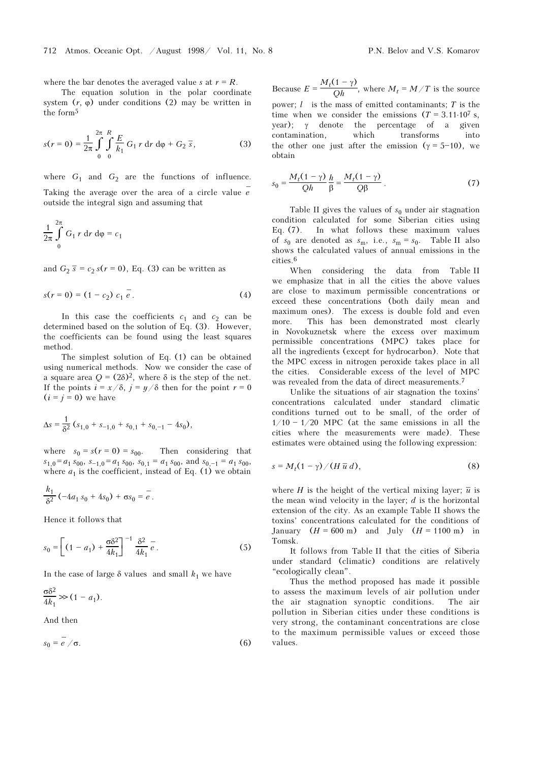where the bar denotes the averaged value $s$ at $r = R$.

The equation solution in the polar coordinate system $(r, \varphi)$ under conditions (2) may be written in the form[5]

$$s(r = 0) = \frac{1}{2\pi} \int_0^{2\pi} \int_0^R \frac{E}{k_1} G_1 \, r \, dr \, d\varphi + G_2 \, \bar{s}, \quad (3)$$

where $G_1$ and $G_2$ are the functions of influence. Taking the average over the area of a circle value $\bar{e}$ outside the integral sign and assuming that

$$\frac{1}{2\pi} \int_0^{2\pi} G_1 \, r \, dr \, d\varphi = c_1$$

and $G_2 \, \bar{s} = c_2 \, s(r = 0)$, Eq. (3) can be written as

$$s(r = 0) = (1 - c_2) \, c_1 \, \bar{e}. \quad (4)$$

In this case the coefficients $c_1$ and $c_2$ can be determined based on the solution of Eq. (3). However, the coefficients can be found using the least squares method.

The simplest solution of Eq. (1) can be obtained using numerical methods. Now we consider the case of a square area $Q = (2\delta)^2$, where $\delta$ is the step of the net. If the points $i = x/\delta$, $j = y/\delta$ then for the point $r = 0$ ($i = j = 0$) we have

$$\Delta s = \frac{1}{\delta^2} (s_{1,0} + s_{-1,0} + s_{0,1} + s_{0,-1} - 4s_0),$$

where $s_0 = s(r = 0) = s_{00}$. Then considering that $s_{1,0} = a_1 \, s_{00}$, $s_{-1,0} = a_1 \, s_{00}$, $s_{0,1} = a_1 \, s_{00}$, and $s_{0,-1} = a_1 \, s_{00}$, where $a_1$ is the coefficient, instead of Eq. (1) we obtain

$$\frac{k_1}{\delta^2} (-4a_1 \, s_0 + 4s_0) + \sigma s_0 = \bar{e}.$$

Hence it follows that

$$s_0 = \left[ (1 - a_1) + \frac{\sigma \delta^2}{4k_1} \right]^{-1} \frac{\delta^2}{4k_1} \, \bar{e}. \quad (5)$$

In the case of large $\delta$ values and small $k_1$ we have

$$\frac{\sigma \delta^2}{4k_1} \gg (1 - a_1).$$

And then

$$s_0 = \bar{e}/\sigma. \quad (6)$$

Because $E = \dfrac{M_t(1 - \gamma)}{Qh}$, where $M_t = M/T$ is the source power; $l$ is the mass of emitted contaminants; $T$ is the time when we consider the emissions ($T = 3.11 \cdot 10^7$ s, year); $\gamma$ denote the percentage of a given contamination, which transforms into the other one just after the emission ($\gamma = 5$–$10$), we obtain

$$s_0 = \frac{M_t(1 - \gamma)}{Qh} \frac{h}{\beta} = \frac{M_t(1 - \gamma)}{Q\beta}. \quad (7)$$

Table II gives the values of $s_0$ under air stagnation condition calculated for some Siberian cities using Eq. (7). In what follows these maximum values of $s_0$ are denoted as $s_m$, i.e., $s_m = s_0$. Table II also shows the calculated values of annual emissions in the cities.[6]

When considering the data from Table II we emphasize that in all the cities the above values are close to maximum permissible concentrations or exceed these concentrations (both daily mean and maximum ones). The excess is double fold and even more. This has been demonstrated most clearly in Novokuznetsk where the excess over maximum permissible concentrations (MPC) takes place for all the ingredients (except for hydrocarbon). Note that the MPC excess in nitrogen peroxide takes place in all the cities. Considerable excess of the level of MPC was revealed from the data of direct measurements.[7]

Unlike the situations of air stagnation the toxins' concentrations calculated under standard climatic conditions turned out to be small, of the order of $1/10 - 1/20$ MPC (at the same emissions in all the cities where the measurements were made). These estimates were obtained using the following expression:

$$s = M_t(1 - \gamma)/(H \, \bar{u} \, d), \quad (8)$$

where $H$ is the height of the vertical mixing layer; $\bar{u}$ is the mean wind velocity in the layer; $d$ is the horizontal extension of the city. As an example Table II shows the toxins' concentrations calculated for the conditions of January ($H = 600$ m) and July ($H = 1100$ m) in Tomsk.

It follows from Table II that the cities of Siberia under standard (climatic) conditions are relatively "ecologically clean".

Thus the method proposed has made it possible to assess the maximum levels of air pollution under the air stagnation synoptic conditions. The air pollution in Siberian cities under these conditions is very strong, the contaminant concentrations are close to the maximum permissible values or exceed those values.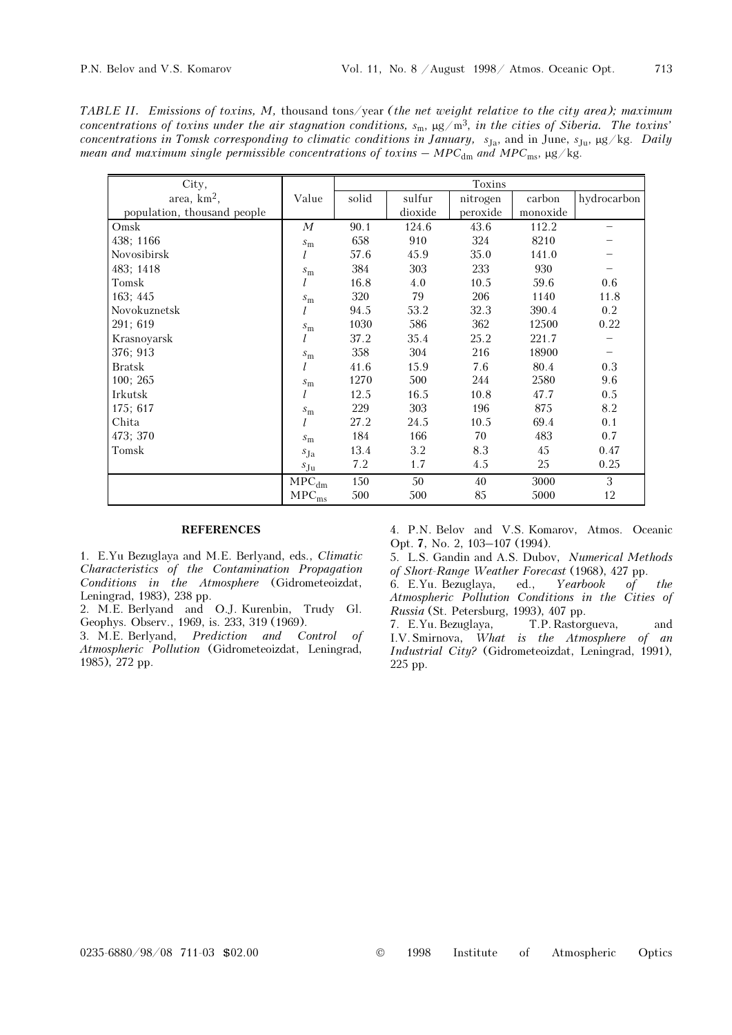*TABLE II. Emissions of toxins, $M$,* thousand tons/year *(the net weight relative to the city area); maximum concentrations of toxins under the air stagnation conditions,* $s_m$, μg/m$^3$, *in the cities of Siberia. The toxins' concentrations in Tomsk corresponding to climatic conditions in January,* $s_{Ja}$, and in June, $s_{Ju}$, μg/kg. *Daily mean and maximum single permissible concentrations of toxins –* $MPC_{dm}$ *and* $MPC_{ms}$, μg/kg.

| City, area, km$^2$, population, thousand people | Value | Toxins | | | | |
|---|---|---|---|---|---|---|
| | | solid | sulfur dioxide | nitrogen peroxide | carbon monoxide | hydrocarbon |
| Omsk | $M$ | 90.1 | 124.6 | 43.6 | 112.2 | – |
| 438; 1166 | $s_m$ | 658 | 910 | 324 | 8210 | – |
| Novosibirsk | $l$ | 57.6 | 45.9 | 35.0 | 141.0 | – |
| 483; 1418 | $s_m$ | 384 | 303 | 233 | 930 | – |
| Tomsk | $l$ | 16.8 | 4.0 | 10.5 | 59.6 | 0.6 |
| 163; 445 | $s_m$ | 320 | 79 | 206 | 1140 | 11.8 |
| Novokuznetsk | $l$ | 94.5 | 53.2 | 32.3 | 390.4 | 0.2 |
| 291; 619 | $s_m$ | 1030 | 586 | 362 | 12500 | 0.22 |
| Krasnoyarsk | $l$ | 37.2 | 35.4 | 25.2 | 221.7 | – |
| 376; 913 | $s_m$ | 358 | 304 | 216 | 18900 | – |
| Bratsk | $l$ | 41.6 | 15.9 | 7.6 | 80.4 | 0.3 |
| 100; 265 | $s_m$ | 1270 | 500 | 244 | 2580 | 9.6 |
| Irkutsk | $l$ | 12.5 | 16.5 | 10.8 | 47.7 | 0.5 |
| 175; 617 | $s_m$ | 229 | 303 | 196 | 875 | 8.2 |
| Chita | $l$ | 27.2 | 24.5 | 10.5 | 69.4 | 0.1 |
| 473; 370 | $s_m$ | 184 | 166 | 70 | 483 | 0.7 |
| Tomsk | $s_{Ja}$ | 13.4 | 3.2 | 8.3 | 45 | 0.47 |
| | $s_{Ju}$ | 7.2 | 1.7 | 4.5 | 25 | 0.25 |
| | $MPC_{dm}$ | 150 | 50 | 40 | 3000 | 3 |
| | $MPC_{ms}$ | 500 | 500 | 85 | 5000 | 12 |

## REFERENCES

1. E.Yu Bezuglaya and M.E. Berlyand, eds., *Climatic Characteristics of the Contamination Propagation Conditions in the Atmosphere* (Gidrometeoizdat, Leningrad, 1983), 238 pp.

2. M.E. Berlyand and O.J. Kurenbin, Trudy Gl. Geophys. Observ., 1969, is. 233, 319 (1969).

3. M.E. Berlyand, *Prediction and Control of Atmospheric Pollution* (Gidrometeoizdat, Leningrad, 1985), 272 pp.

4. P.N. Belov and V.S. Komarov, Atmos. Oceanic Opt. **7**, No. 2, 103–107 (1994).

5. L.S. Gandin and A.S. Dubov, *Numerical Methods of Short-Range Weather Forecast* (1968), 427 pp.

6. E.Yu. Bezuglaya, ed., *Yearbook of the Atmospheric Pollution Conditions in the Cities of Russia* (St. Petersburg, 1993), 407 pp.

7. E.Yu. Bezuglaya, T.P. Rastorgueva, and I.V. Smirnova, *What is the Atmosphere of an Industrial City?* (Gidrometeoizdat, Leningrad, 1991), 225 pp.